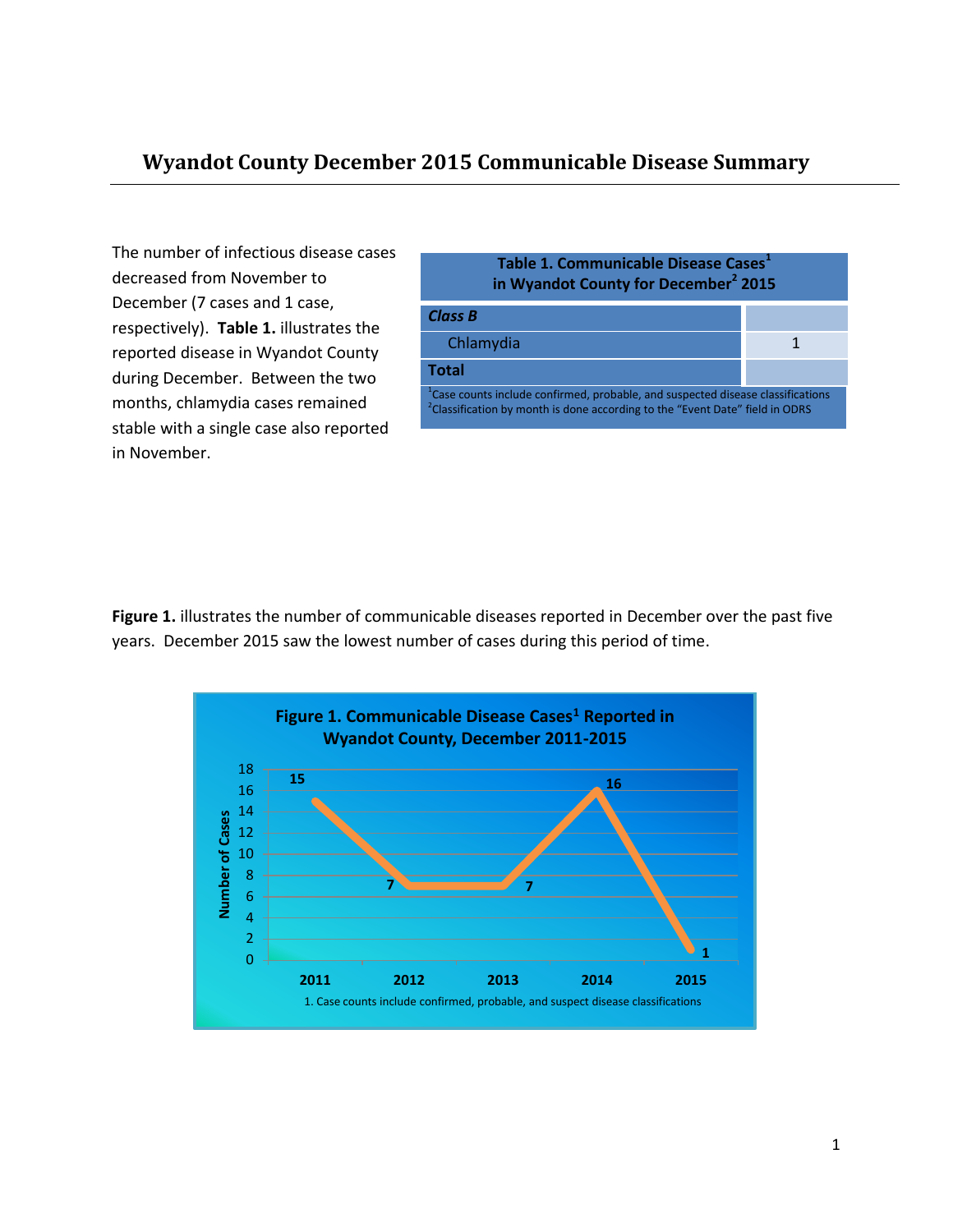# Wyandot County December 2015 Communicable Disease Summary

The number of infectious disease cases decreased from November to December (7 cases and 1 case, respectively). **Table 1.** illustrates the reported disease in Wyandot County during December. Between the two months, chlamydia cases remained stable with a single case also reported in November.

| Table 1. Communicable Disease Cases[1] in Wyandot County for December[2] 2015 | |
|---|---|
| ***Class B*** | |
| Chlamydia | 1 |
| **Total** | |

[1]Case counts include confirmed, probable, and suspected disease classifications
[2]Classification by month is done according to the "Event Date" field in ODRS

**Figure 1.** illustrates the number of communicable diseases reported in December over the past five years. December 2015 saw the lowest number of cases during this period of time.

**Figure 1. Communicable Disease Cases[1] Reported in Wyandot County, December 2011-2015**

| Year | Number of Cases |
|---|---|
| 2011 | 15 |
| 2012 | 7 |
| 2013 | 7 |
| 2014 | 16 |
| 2015 | 1 |

1. Case counts include confirmed, probable, and suspect disease classifications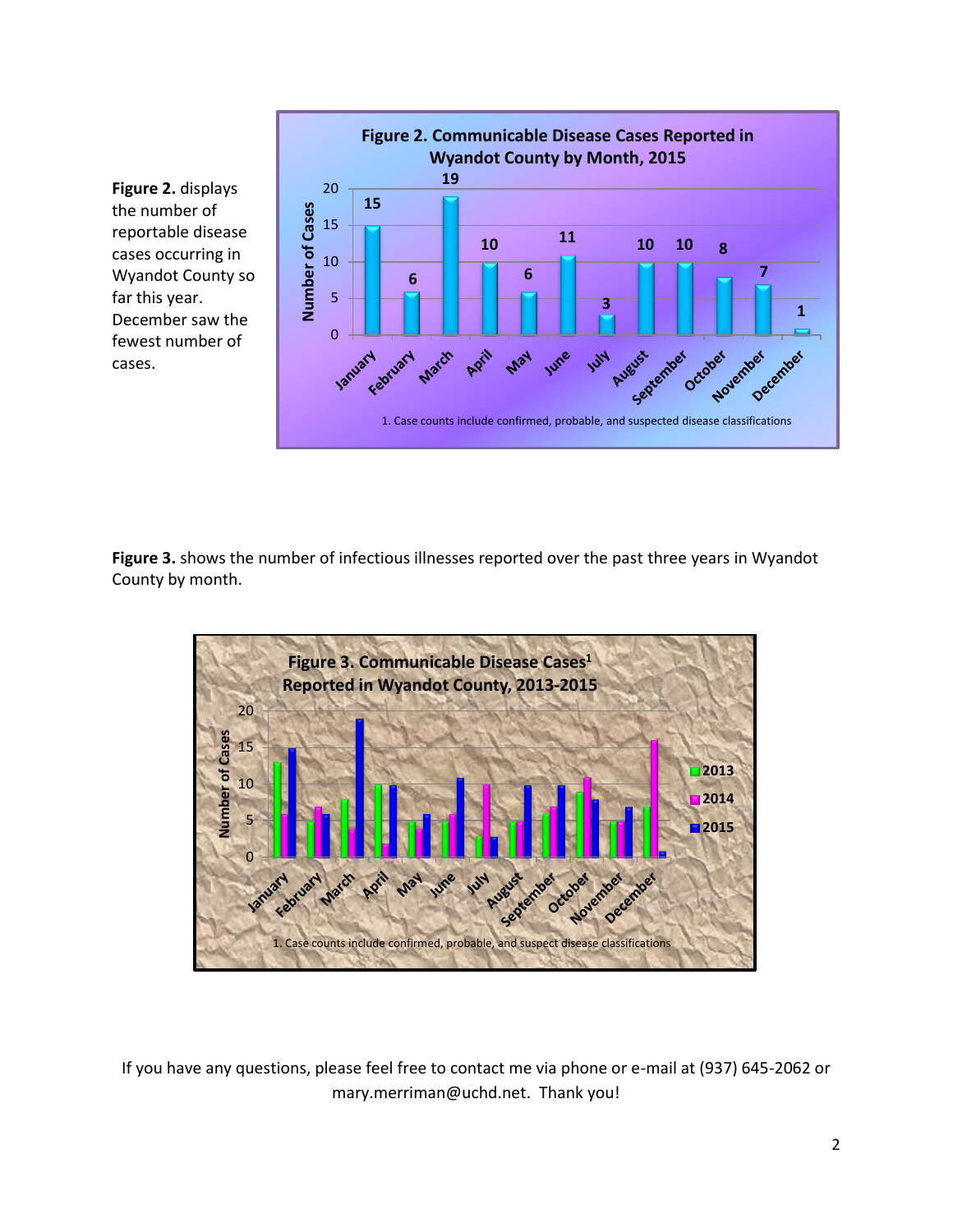**Figure 2.** displays the number of reportable disease cases occurring in Wyandot County so far this year. December saw the fewest number of cases.

**Figure 2. Communicable Disease Cases Reported in Wyandot County by Month, 2015**

Number of Cases

0
5
10
15
20

15
6
19
10
6
11
3
10
10
8
7
1

January
February
March
April
May
June
July
August
September
October
November
December

1. Case counts include confirmed, probable, and suspected disease classifications

**Figure 3.** shows the number of infectious illnesses reported over the past three years in Wyandot County by month.

**Figure 3. Communicable Disease Cases[1] Reported in Wyandot County, 2013-2015**

Number of Cases

0
5
10
15
20

2013
2014
2015

January
February
March
April
May
June
July
August
September
October
November
December

1. Case counts include confirmed, probable, and suspect disease classifications

If you have any questions, please feel free to contact me via phone or e-mail at (937) 645-2062 or mary.merriman@uchd.net. Thank you!